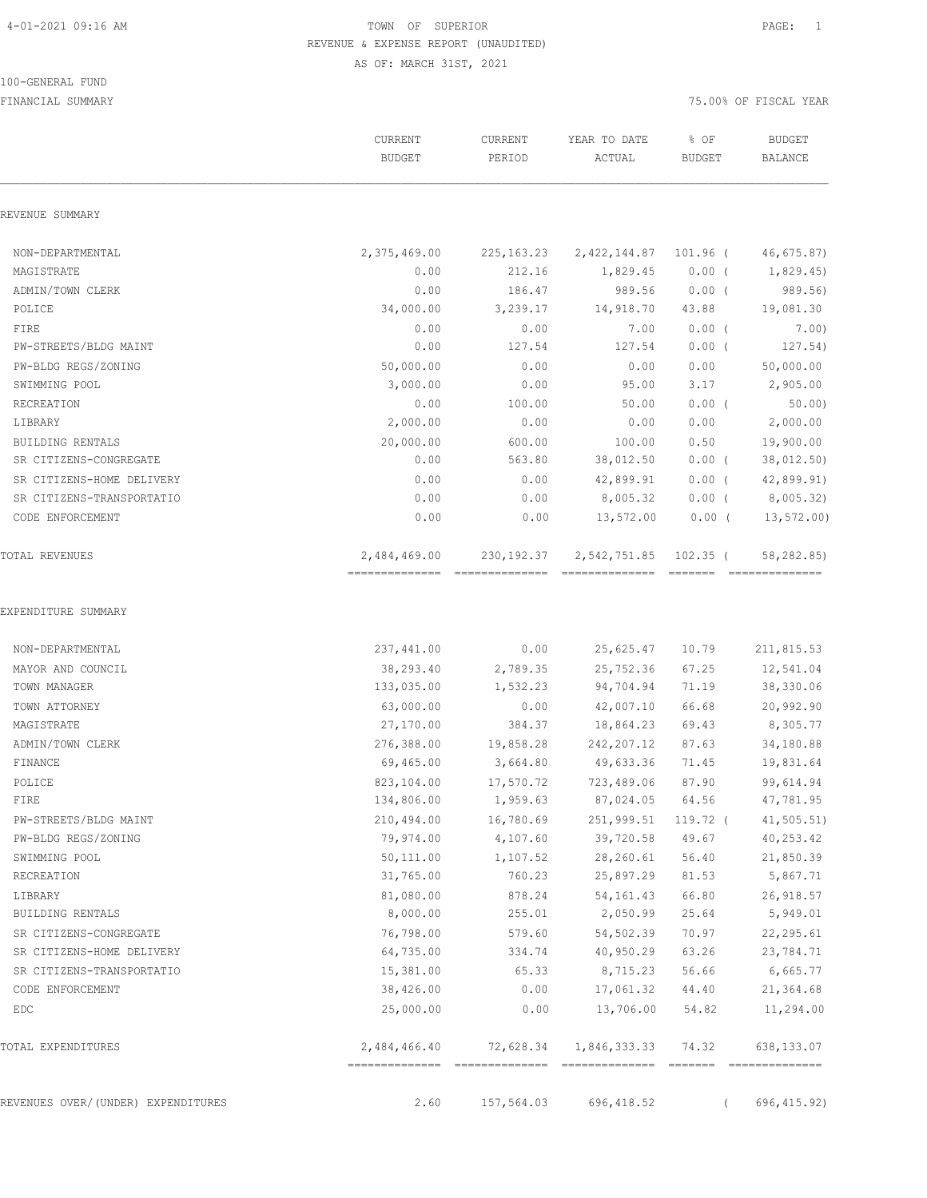# TOWN OF SUPERIOR

## REVENUE & EXPENSE REPORT (UNAUDITED)

AS OF: MARCH 31ST, 2021

100-GENERAL FUND

FINANCIAL SUMMARY

75.00% OF FISCAL YEAR

| | CURRENT BUDGET | CURRENT PERIOD | YEAR TO DATE ACTUAL | % OF BUDGET | BUDGET BALANCE |
|---|---|---|---|---|---|
| **REVENUE SUMMARY** | | | | | |
| NON-DEPARTMENTAL | 2,375,469.00 | 225,163.23 | 2,422,144.87 | 101.96 | ( 46,675.87) |
| MAGISTRATE | 0.00 | 212.16 | 1,829.45 | 0.00 | ( 1,829.45) |
| ADMIN/TOWN CLERK | 0.00 | 186.47 | 989.56 | 0.00 | ( 989.56) |
| POLICE | 34,000.00 | 3,239.17 | 14,918.70 | 43.88 | 19,081.30 |
| FIRE | 0.00 | 0.00 | 7.00 | 0.00 | ( 7.00) |
| PW-STREETS/BLDG MAINT | 0.00 | 127.54 | 127.54 | 0.00 | ( 127.54) |
| PW-BLDG REGS/ZONING | 50,000.00 | 0.00 | 0.00 | 0.00 | 50,000.00 |
| SWIMMING POOL | 3,000.00 | 0.00 | 95.00 | 3.17 | 2,905.00 |
| RECREATION | 0.00 | 100.00 | 50.00 | 0.00 | ( 50.00) |
| LIBRARY | 2,000.00 | 0.00 | 0.00 | 0.00 | 2,000.00 |
| BUILDING RENTALS | 20,000.00 | 600.00 | 100.00 | 0.50 | 19,900.00 |
| SR CITIZENS-CONGREGATE | 0.00 | 563.80 | 38,012.50 | 0.00 | ( 38,012.50) |
| SR CITIZENS-HOME DELIVERY | 0.00 | 0.00 | 42,899.91 | 0.00 | ( 42,899.91) |
| SR CITIZENS-TRANSPORTATIO | 0.00 | 0.00 | 8,005.32 | 0.00 | ( 8,005.32) |
| CODE ENFORCEMENT | 0.00 | 0.00 | 13,572.00 | 0.00 | ( 13,572.00) |
| TOTAL REVENUES | 2,484,469.00 | 230,192.37 | 2,542,751.85 | 102.35 | ( 58,282.85) |
| **EXPENDITURE SUMMARY** | | | | | |
| NON-DEPARTMENTAL | 237,441.00 | 0.00 | 25,625.47 | 10.79 | 211,815.53 |
| MAYOR AND COUNCIL | 38,293.40 | 2,789.35 | 25,752.36 | 67.25 | 12,541.04 |
| TOWN MANAGER | 133,035.00 | 1,532.23 | 94,704.94 | 71.19 | 38,330.06 |
| TOWN ATTORNEY | 63,000.00 | 0.00 | 42,007.10 | 66.68 | 20,992.90 |
| MAGISTRATE | 27,170.00 | 384.37 | 18,864.23 | 69.43 | 8,305.77 |
| ADMIN/TOWN CLERK | 276,388.00 | 19,858.28 | 242,207.12 | 87.63 | 34,180.88 |
| FINANCE | 69,465.00 | 3,664.80 | 49,633.36 | 71.45 | 19,831.64 |
| POLICE | 823,104.00 | 17,570.72 | 723,489.06 | 87.90 | 99,614.94 |
| FIRE | 134,806.00 | 1,959.63 | 87,024.05 | 64.56 | 47,781.95 |
| PW-STREETS/BLDG MAINT | 210,494.00 | 16,780.69 | 251,999.51 | 119.72 | ( 41,505.51) |
| PW-BLDG REGS/ZONING | 79,974.00 | 4,107.60 | 39,720.58 | 49.67 | 40,253.42 |
| SWIMMING POOL | 50,111.00 | 1,107.52 | 28,260.61 | 56.40 | 21,850.39 |
| RECREATION | 31,765.00 | 760.23 | 25,897.29 | 81.53 | 5,867.71 |
| LIBRARY | 81,080.00 | 878.24 | 54,161.43 | 66.80 | 26,918.57 |
| BUILDING RENTALS | 8,000.00 | 255.01 | 2,050.99 | 25.64 | 5,949.01 |
| SR CITIZENS-CONGREGATE | 76,798.00 | 579.60 | 54,502.39 | 70.97 | 22,295.61 |
| SR CITIZENS-HOME DELIVERY | 64,735.00 | 334.74 | 40,950.29 | 63.26 | 23,784.71 |
| SR CITIZENS-TRANSPORTATIO | 15,381.00 | 65.33 | 8,715.23 | 56.66 | 6,665.77 |
| CODE ENFORCEMENT | 38,426.00 | 0.00 | 17,061.32 | 44.40 | 21,364.68 |
| EDC | 25,000.00 | 0.00 | 13,706.00 | 54.82 | 11,294.00 |
| TOTAL EXPENDITURES | 2,484,466.40 | 72,628.34 | 1,846,333.33 | 74.32 | 638,133.07 |
| REVENUES OVER/(UNDER) EXPENDITURES | 2.60 | 157,564.03 | 696,418.52 | | ( 696,415.92) |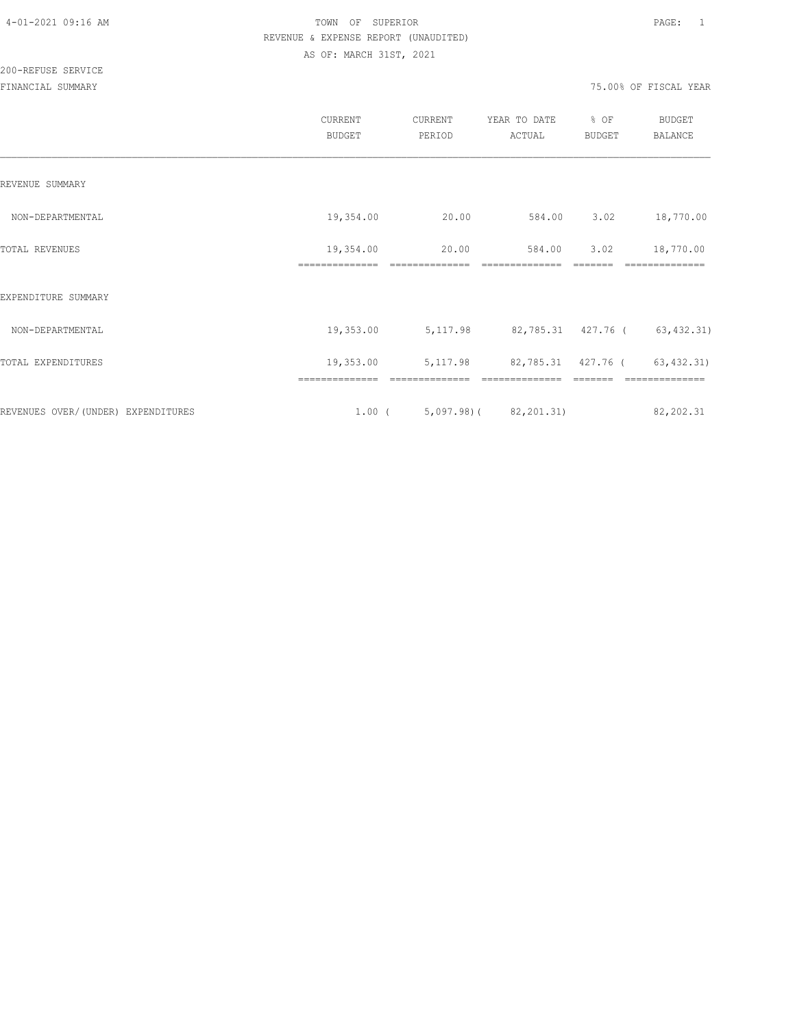TOWN OF SUPERIOR
REVENUE & EXPENSE REPORT (UNAUDITED)
AS OF: MARCH 31ST, 2021

200-REFUSE SERVICE
FINANCIAL SUMMARY

75.00% OF FISCAL YEAR

| | CURRENT BUDGET | CURRENT PERIOD | YEAR TO DATE ACTUAL | % OF BUDGET | BUDGET BALANCE |
|---|---|---|---|---|---|
| REVENUE SUMMARY | | | | | |
| NON-DEPARTMENTAL | 19,354.00 | 20.00 | 584.00 | 3.02 | 18,770.00 |
| TOTAL REVENUES | 19,354.00 | 20.00 | 584.00 | 3.02 | 18,770.00 |
| EXPENDITURE SUMMARY | | | | | |
| NON-DEPARTMENTAL | 19,353.00 | 5,117.98 | 82,785.31 | 427.76 | ( 63,432.31) |
| TOTAL EXPENDITURES | 19,353.00 | 5,117.98 | 82,785.31 | 427.76 | ( 63,432.31) |
| REVENUES OVER/(UNDER) EXPENDITURES | 1.00 | ( 5,097.98) | ( 82,201.31) | | 82,202.31 |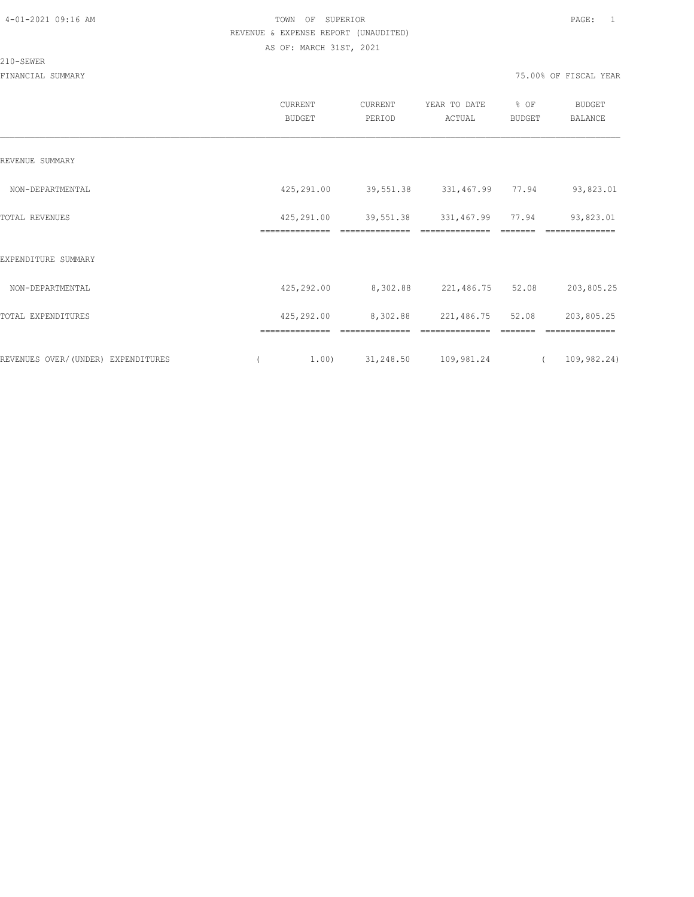TOWN OF SUPERIOR
REVENUE & EXPENSE REPORT (UNAUDITED)
AS OF: MARCH 31ST, 2021

210-SEWER

FINANCIAL SUMMARY

75.00% OF FISCAL YEAR

| | CURRENT BUDGET | CURRENT PERIOD | YEAR TO DATE ACTUAL | % OF BUDGET | BUDGET BALANCE |
|---|---|---|---|---|---|
| REVENUE SUMMARY | | | | | |
| NON-DEPARTMENTAL | 425,291.00 | 39,551.38 | 331,467.99 | 77.94 | 93,823.01 |
| TOTAL REVENUES | 425,291.00 | 39,551.38 | 331,467.99 | 77.94 | 93,823.01 |
| EXPENDITURE SUMMARY | | | | | |
| NON-DEPARTMENTAL | 425,292.00 | 8,302.88 | 221,486.75 | 52.08 | 203,805.25 |
| TOTAL EXPENDITURES | 425,292.00 | 8,302.88 | 221,486.75 | 52.08 | 203,805.25 |
| REVENUES OVER/(UNDER) EXPENDITURES | ( 1.00) | 31,248.50 | 109,981.24 | | ( 109,982.24) |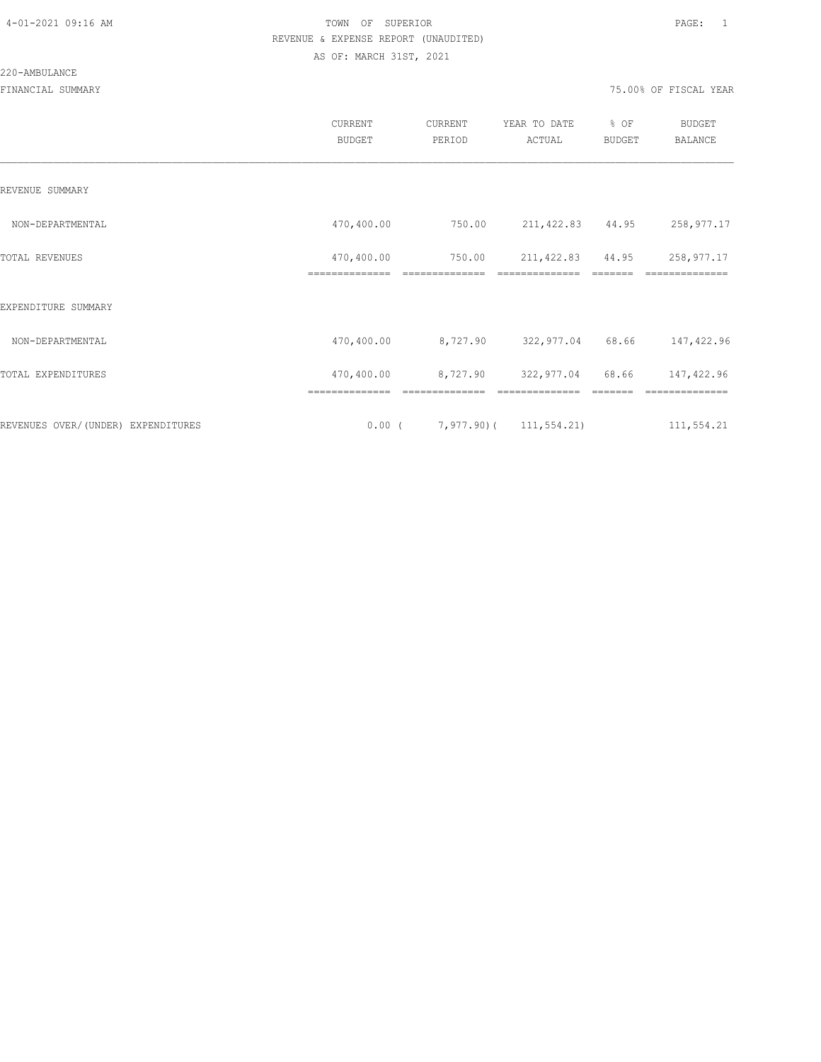4-01-2021 09:16 AM

TOWN OF SUPERIOR

REVENUE & EXPENSE REPORT (UNAUDITED)

AS OF: MARCH 31ST, 2021

220-AMBULANCE

FINANCIAL SUMMARY

75.00% OF FISCAL YEAR

| | CURRENT BUDGET | CURRENT PERIOD | YEAR TO DATE ACTUAL | % OF BUDGET | BUDGET BALANCE |
|---|---|---|---|---|---|
| REVENUE SUMMARY | | | | | |
| NON-DEPARTMENTAL | 470,400.00 | 750.00 | 211,422.83 | 44.95 | 258,977.17 |
| TOTAL REVENUES | 470,400.00 | 750.00 | 211,422.83 | 44.95 | 258,977.17 |
| EXPENDITURE SUMMARY | | | | | |
| NON-DEPARTMENTAL | 470,400.00 | 8,727.90 | 322,977.04 | 68.66 | 147,422.96 |
| TOTAL EXPENDITURES | 470,400.00 | 8,727.90 | 322,977.04 | 68.66 | 147,422.96 |
| REVENUES OVER/(UNDER) EXPENDITURES | 0.00 | ( 7,977.90) | ( 111,554.21) | | 111,554.21 |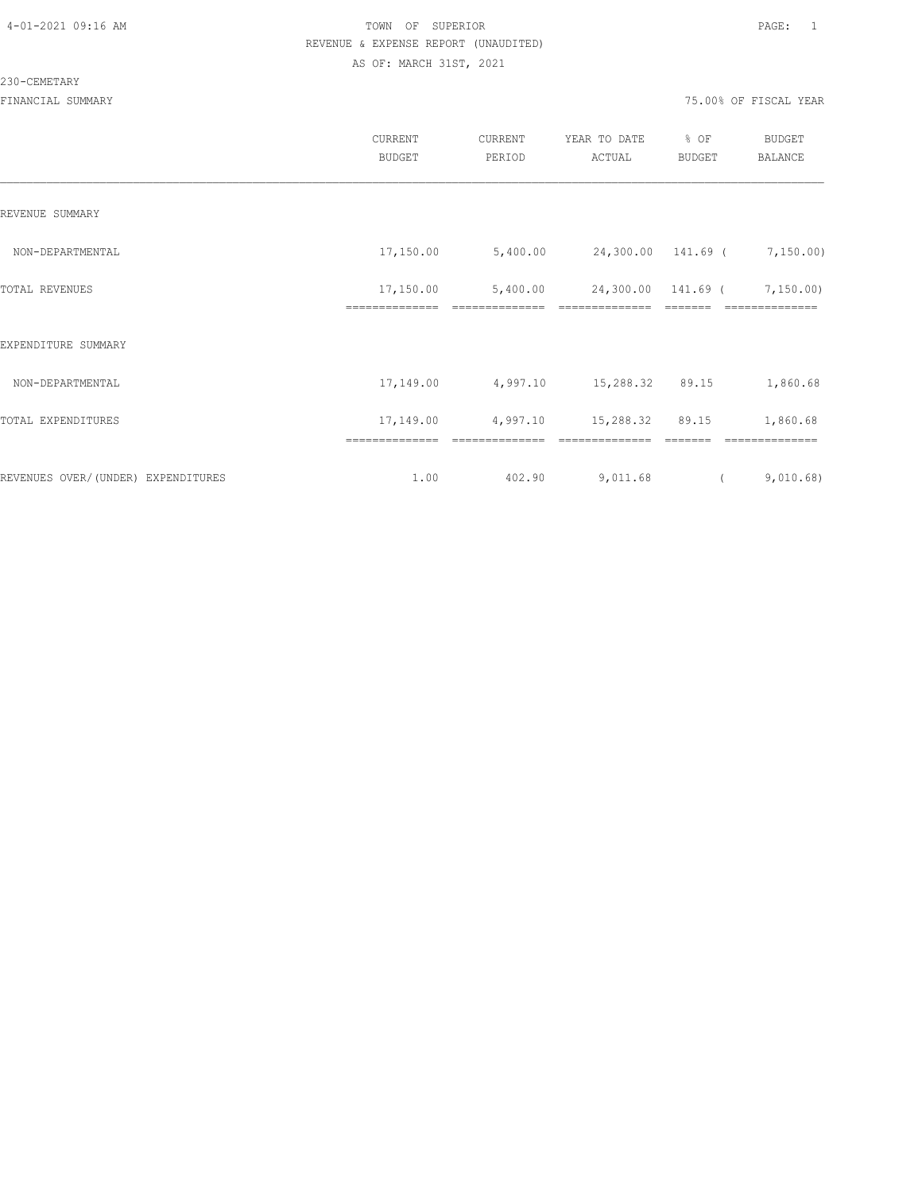TOWN OF SUPERIOR
REVENUE & EXPENSE REPORT (UNAUDITED)
AS OF: MARCH 31ST, 2021

230-CEMETARY

FINANCIAL SUMMARY

75.00% OF FISCAL YEAR

| | CURRENT BUDGET | CURRENT PERIOD | YEAR TO DATE ACTUAL | % OF BUDGET | BUDGET BALANCE |
|---|---|---|---|---|---|
| REVENUE SUMMARY | | | | | |
| NON-DEPARTMENTAL | 17,150.00 | 5,400.00 | 24,300.00 | 141.69 | ( 7,150.00) |
| TOTAL REVENUES | 17,150.00 | 5,400.00 | 24,300.00 | 141.69 | ( 7,150.00) |
| EXPENDITURE SUMMARY | | | | | |
| NON-DEPARTMENTAL | 17,149.00 | 4,997.10 | 15,288.32 | 89.15 | 1,860.68 |
| TOTAL EXPENDITURES | 17,149.00 | 4,997.10 | 15,288.32 | 89.15 | 1,860.68 |
| REVENUES OVER/(UNDER) EXPENDITURES | 1.00 | 402.90 | 9,011.68 | | ( 9,010.68) |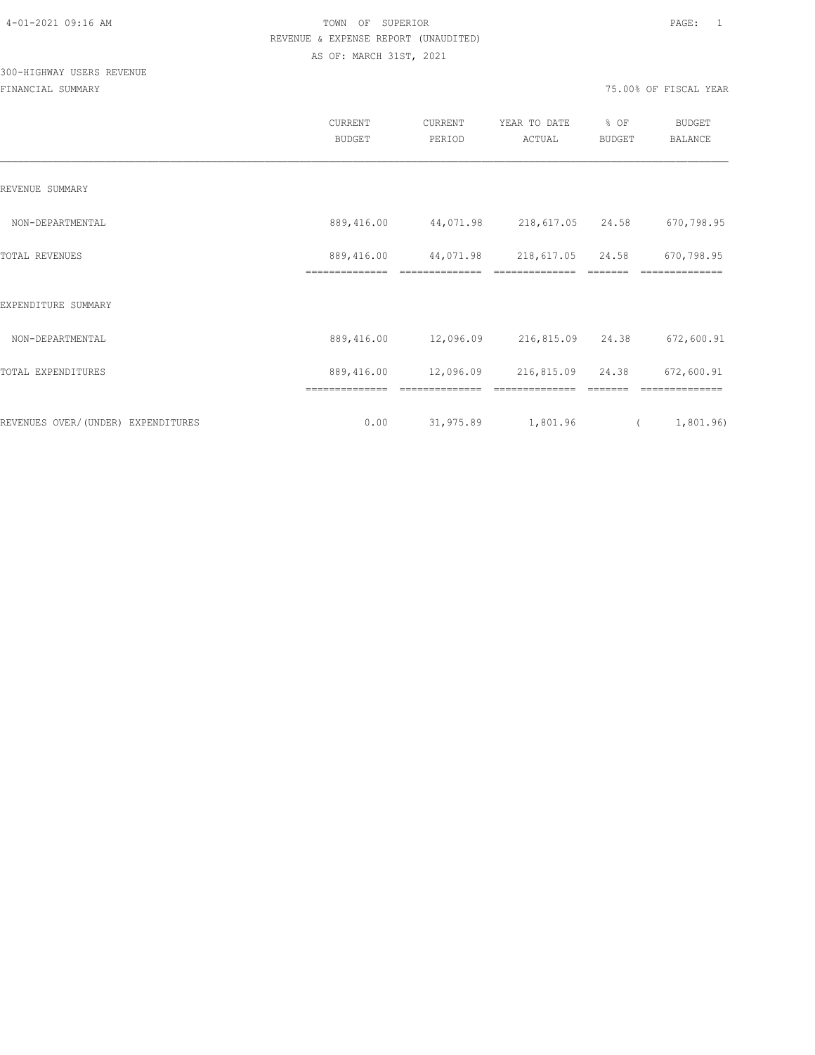TOWN OF SUPERIOR

REVENUE & EXPENSE REPORT (UNAUDITED)

AS OF: MARCH 31ST, 2021

300-HIGHWAY USERS REVENUE

FINANCIAL SUMMARY

75.00% OF FISCAL YEAR

| | CURRENT BUDGET | CURRENT PERIOD | YEAR TO DATE ACTUAL | % OF BUDGET | BUDGET BALANCE |
|---|---|---|---|---|---|
| REVENUE SUMMARY | | | | | |
| NON-DEPARTMENTAL | 889,416.00 | 44,071.98 | 218,617.05 | 24.58 | 670,798.95 |
| TOTAL REVENUES | 889,416.00 | 44,071.98 | 218,617.05 | 24.58 | 670,798.95 |
| EXPENDITURE SUMMARY | | | | | |
| NON-DEPARTMENTAL | 889,416.00 | 12,096.09 | 216,815.09 | 24.38 | 672,600.91 |
| TOTAL EXPENDITURES | 889,416.00 | 12,096.09 | 216,815.09 | 24.38 | 672,600.91 |
| REVENUES OVER/(UNDER) EXPENDITURES | 0.00 | 31,975.89 | 1,801.96 | | ( 1,801.96) |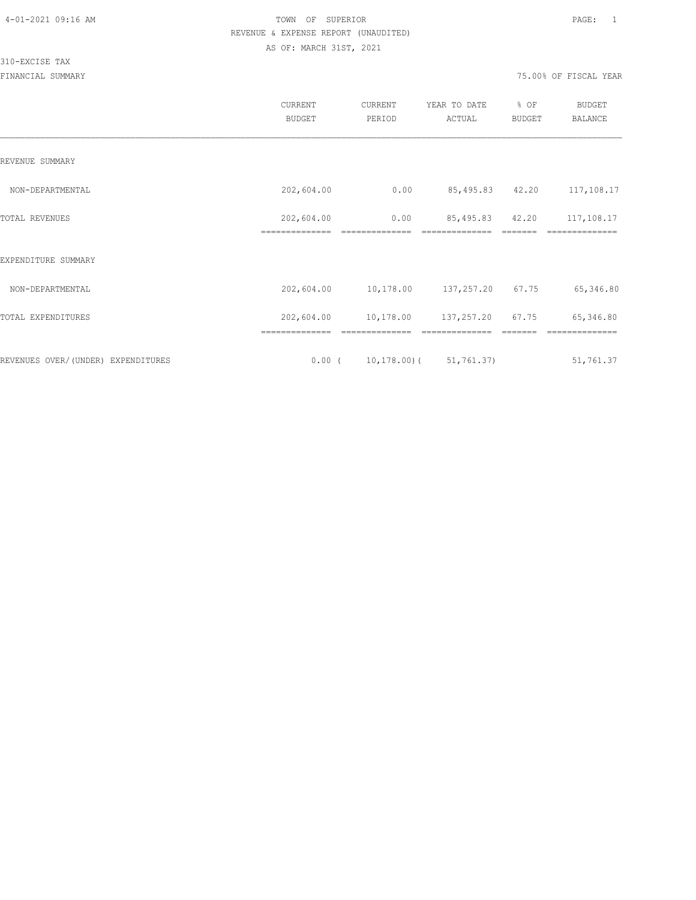TOWN OF SUPERIOR

REVENUE & EXPENSE REPORT (UNAUDITED)

AS OF: MARCH 31ST, 2021

310-EXCISE TAX

FINANCIAL SUMMARY

75.00% OF FISCAL YEAR

| | CURRENT BUDGET | CURRENT PERIOD | YEAR TO DATE ACTUAL | % OF BUDGET | BUDGET BALANCE |
|---|---|---|---|---|---|
| REVENUE SUMMARY | | | | | |
| NON-DEPARTMENTAL | 202,604.00 | 0.00 | 85,495.83 | 42.20 | 117,108.17 |
| TOTAL REVENUES | 202,604.00 | 0.00 | 85,495.83 | 42.20 | 117,108.17 |
| EXPENDITURE SUMMARY | | | | | |
| NON-DEPARTMENTAL | 202,604.00 | 10,178.00 | 137,257.20 | 67.75 | 65,346.80 |
| TOTAL EXPENDITURES | 202,604.00 | 10,178.00 | 137,257.20 | 67.75 | 65,346.80 |
| REVENUES OVER/(UNDER) EXPENDITURES | 0.00 | ( 10,178.00) | ( 51,761.37) | | 51,761.37 |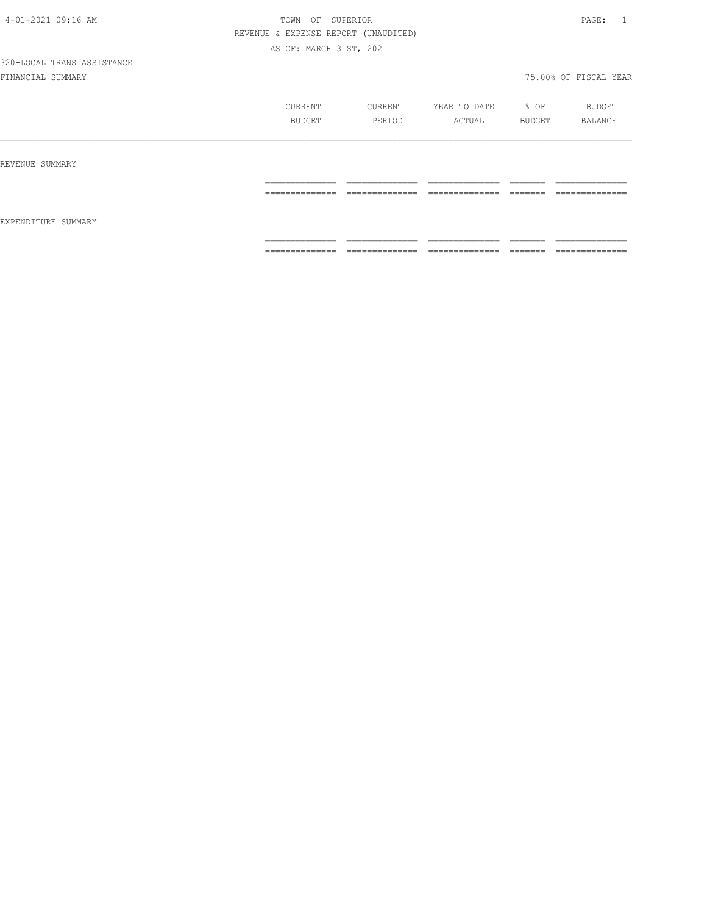TOWN OF SUPERIOR

REVENUE & EXPENSE REPORT (UNAUDITED)

AS OF: MARCH 31ST, 2021

320-LOCAL TRANS ASSISTANCE

FINANCIAL SUMMARY

75.00% OF FISCAL YEAR

| | CURRENT BUDGET | CURRENT PERIOD | YEAR TO DATE ACTUAL | % OF BUDGET | BUDGET BALANCE |
|---|---|---|---|---|---|
| REVENUE SUMMARY | | | | | |
| EXPENDITURE SUMMARY | | | | | |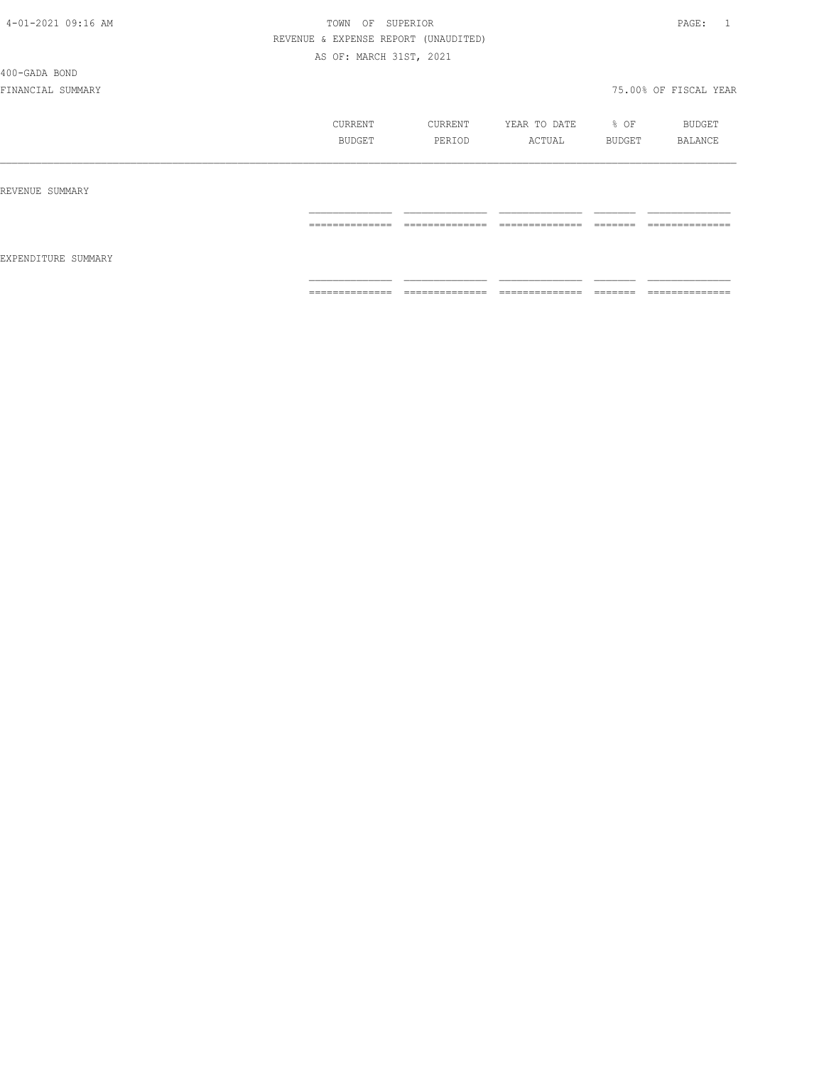TOWN OF SUPERIOR
REVENUE & EXPENSE REPORT (UNAUDITED)
AS OF: MARCH 31ST, 2021

400-GADA BOND

FINANCIAL SUMMARY 75.00% OF FISCAL YEAR

| | CURRENT BUDGET | CURRENT PERIOD | YEAR TO DATE ACTUAL | % OF BUDGET | BUDGET BALANCE |
|---|---|---|---|---|---|
| REVENUE SUMMARY | | | | | |
| EXPENDITURE SUMMARY | | | | | |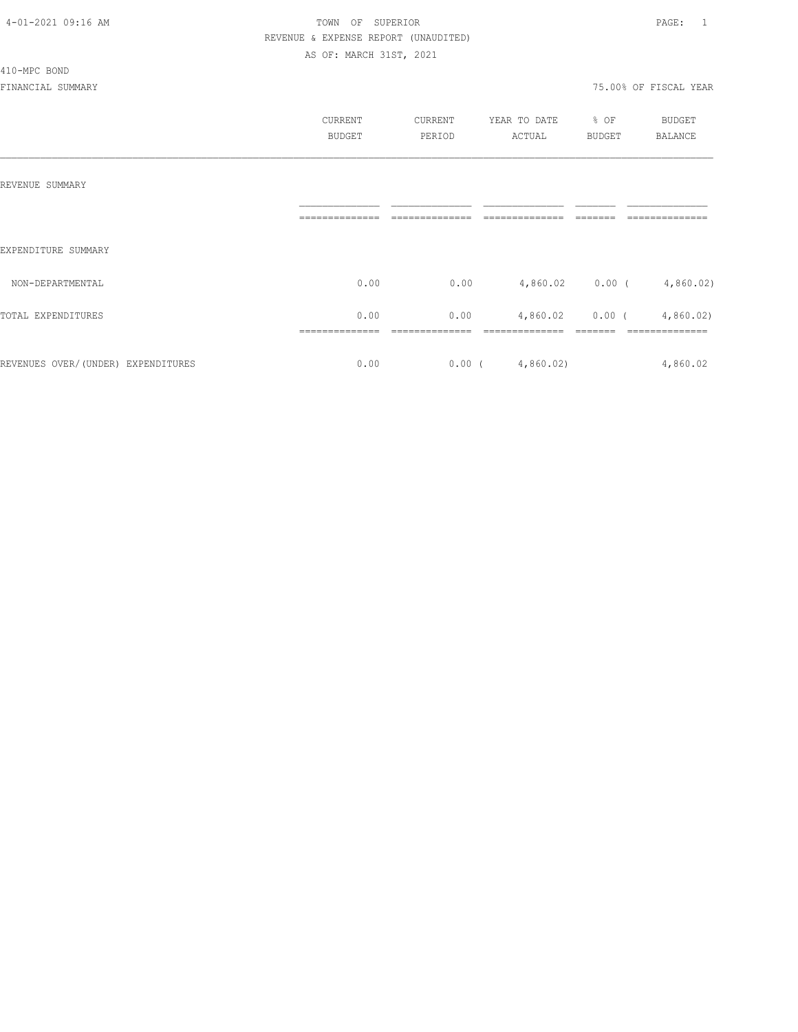TOWN OF SUPERIOR
REVENUE & EXPENSE REPORT (UNAUDITED)
AS OF: MARCH 31ST, 2021

410-MPC BOND

FINANCIAL SUMMARY — 75.00% OF FISCAL YEAR

| | CURRENT BUDGET | CURRENT PERIOD | YEAR TO DATE ACTUAL | % OF BUDGET | BUDGET BALANCE |
|---|---|---|---|---|---|
| REVENUE SUMMARY | | | | | |
| EXPENDITURE SUMMARY | | | | | |
| NON-DEPARTMENTAL | 0.00 | 0.00 | 4,860.02 | 0.00 | ( 4,860.02) |
| TOTAL EXPENDITURES | 0.00 | 0.00 | 4,860.02 | 0.00 | ( 4,860.02) |
| REVENUES OVER/(UNDER) EXPENDITURES | 0.00 | 0.00 | ( 4,860.02) | | 4,860.02 |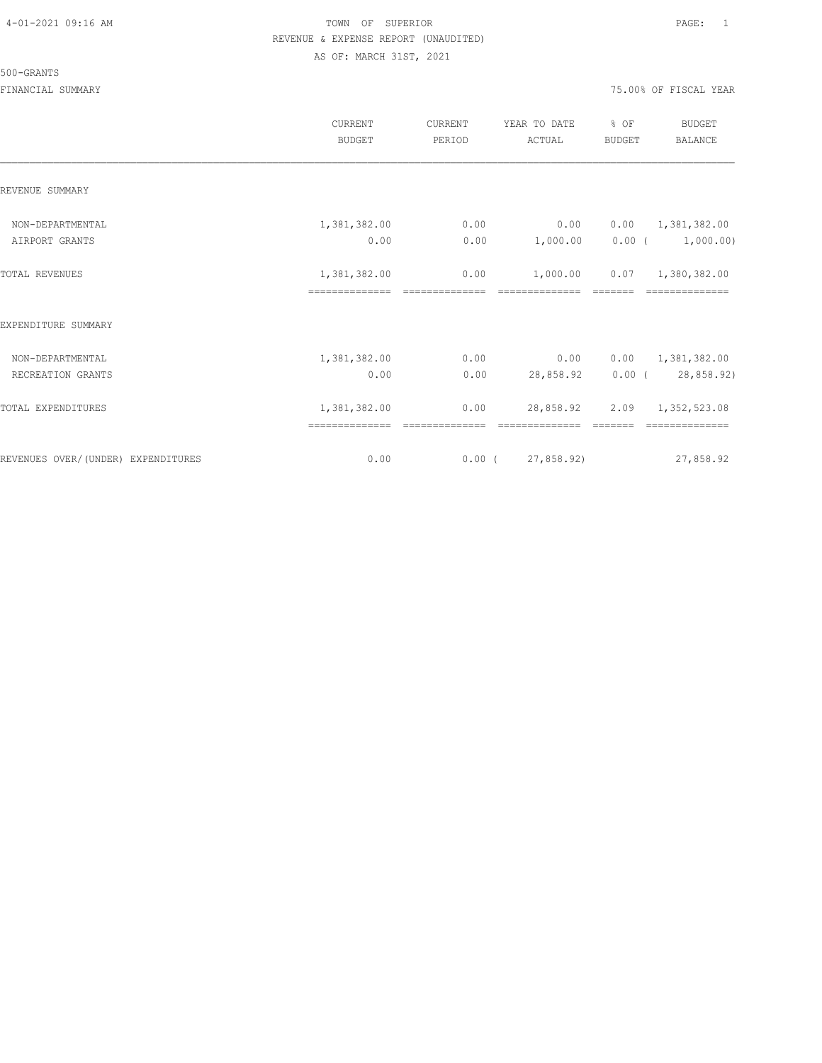TOWN OF SUPERIOR
REVENUE & EXPENSE REPORT (UNAUDITED)
AS OF: MARCH 31ST, 2021

500-GRANTS

FINANCIAL SUMMARY — 75.00% OF FISCAL YEAR

| | CURRENT BUDGET | CURRENT PERIOD | YEAR TO DATE ACTUAL | % OF BUDGET | BUDGET BALANCE |
|---|---|---|---|---|---|
| REVENUE SUMMARY | | | | | |
| NON-DEPARTMENTAL | 1,381,382.00 | 0.00 | 0.00 | 0.00 | 1,381,382.00 |
| AIRPORT GRANTS | 0.00 | 0.00 | 1,000.00 | 0.00 ( | 1,000.00) |
| TOTAL REVENUES | 1,381,382.00 | 0.00 | 1,000.00 | 0.07 | 1,380,382.00 |
| EXPENDITURE SUMMARY | | | | | |
| NON-DEPARTMENTAL | 1,381,382.00 | 0.00 | 0.00 | 0.00 | 1,381,382.00 |
| RECREATION GRANTS | 0.00 | 0.00 | 28,858.92 | 0.00 ( | 28,858.92) |
| TOTAL EXPENDITURES | 1,381,382.00 | 0.00 | 28,858.92 | 2.09 | 1,352,523.08 |
| REVENUES OVER/(UNDER) EXPENDITURES | 0.00 | 0.00 ( | 27,858.92) | | 27,858.92 |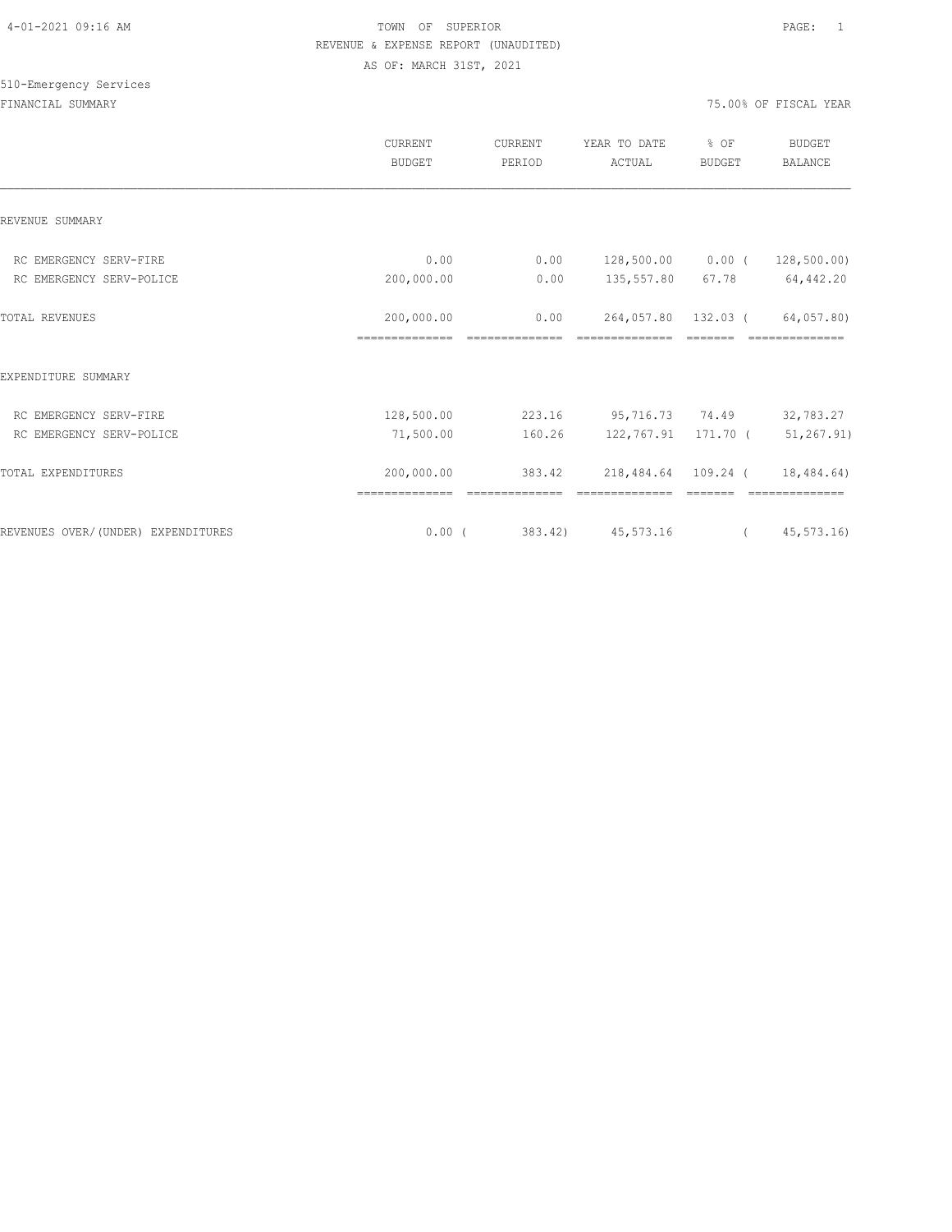TOWN OF SUPERIOR
REVENUE & EXPENSE REPORT (UNAUDITED)
AS OF: MARCH 31ST, 2021

510-Emergency Services

FINANCIAL SUMMARY — 75.00% OF FISCAL YEAR

| | CURRENT BUDGET | CURRENT PERIOD | YEAR TO DATE ACTUAL | % OF BUDGET | BUDGET BALANCE |
|---|---|---|---|---|---|
| **REVENUE SUMMARY** | | | | | |
| RC EMERGENCY SERV-FIRE | 0.00 | 0.00 | 128,500.00 | 0.00 | ( 128,500.00) |
| RC EMERGENCY SERV-POLICE | 200,000.00 | 0.00 | 135,557.80 | 67.78 | 64,442.20 |
| TOTAL REVENUES | 200,000.00 | 0.00 | 264,057.80 | 132.03 | ( 64,057.80) |
| **EXPENDITURE SUMMARY** | | | | | |
| RC EMERGENCY SERV-FIRE | 128,500.00 | 223.16 | 95,716.73 | 74.49 | 32,783.27 |
| RC EMERGENCY SERV-POLICE | 71,500.00 | 160.26 | 122,767.91 | 171.70 | ( 51,267.91) |
| TOTAL EXPENDITURES | 200,000.00 | 383.42 | 218,484.64 | 109.24 | ( 18,484.64) |
| REVENUES OVER/(UNDER) EXPENDITURES | 0.00 | ( 383.42) | 45,573.16 | | ( 45,573.16) |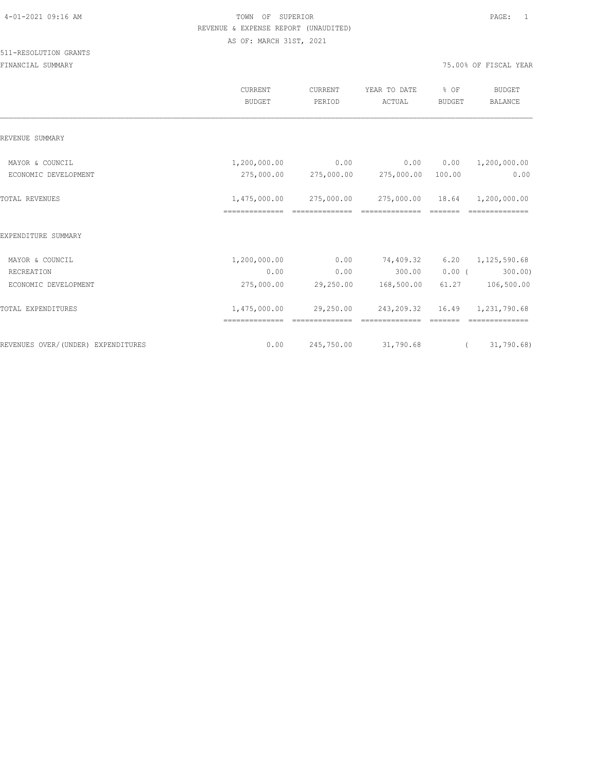4-01-2021 09:16 AM TOWN OF SUPERIOR

REVENUE & EXPENSE REPORT (UNAUDITED)

AS OF: MARCH 31ST, 2021

511-RESOLUTION GRANTS

FINANCIAL SUMMARY 75.00% OF FISCAL YEAR

| | CURRENT BUDGET | CURRENT PERIOD | YEAR TO DATE ACTUAL | % OF BUDGET | BUDGET BALANCE |
|---|---|---|---|---|---|
| REVENUE SUMMARY | | | | | |
| MAYOR & COUNCIL | 1,200,000.00 | 0.00 | 0.00 | 0.00 | 1,200,000.00 |
| ECONOMIC DEVELOPMENT | 275,000.00 | 275,000.00 | 275,000.00 | 100.00 | 0.00 |
| TOTAL REVENUES | 1,475,000.00 | 275,000.00 | 275,000.00 | 18.64 | 1,200,000.00 |
| EXPENDITURE SUMMARY | | | | | |
| MAYOR & COUNCIL | 1,200,000.00 | 0.00 | 74,409.32 | 6.20 | 1,125,590.68 |
| RECREATION | 0.00 | 0.00 | 300.00 | 0.00 | ( 300.00) |
| ECONOMIC DEVELOPMENT | 275,000.00 | 29,250.00 | 168,500.00 | 61.27 | 106,500.00 |
| TOTAL EXPENDITURES | 1,475,000.00 | 29,250.00 | 243,209.32 | 16.49 | 1,231,790.68 |
| REVENUES OVER/(UNDER) EXPENDITURES | 0.00 | 245,750.00 | 31,790.68 | | ( 31,790.68) |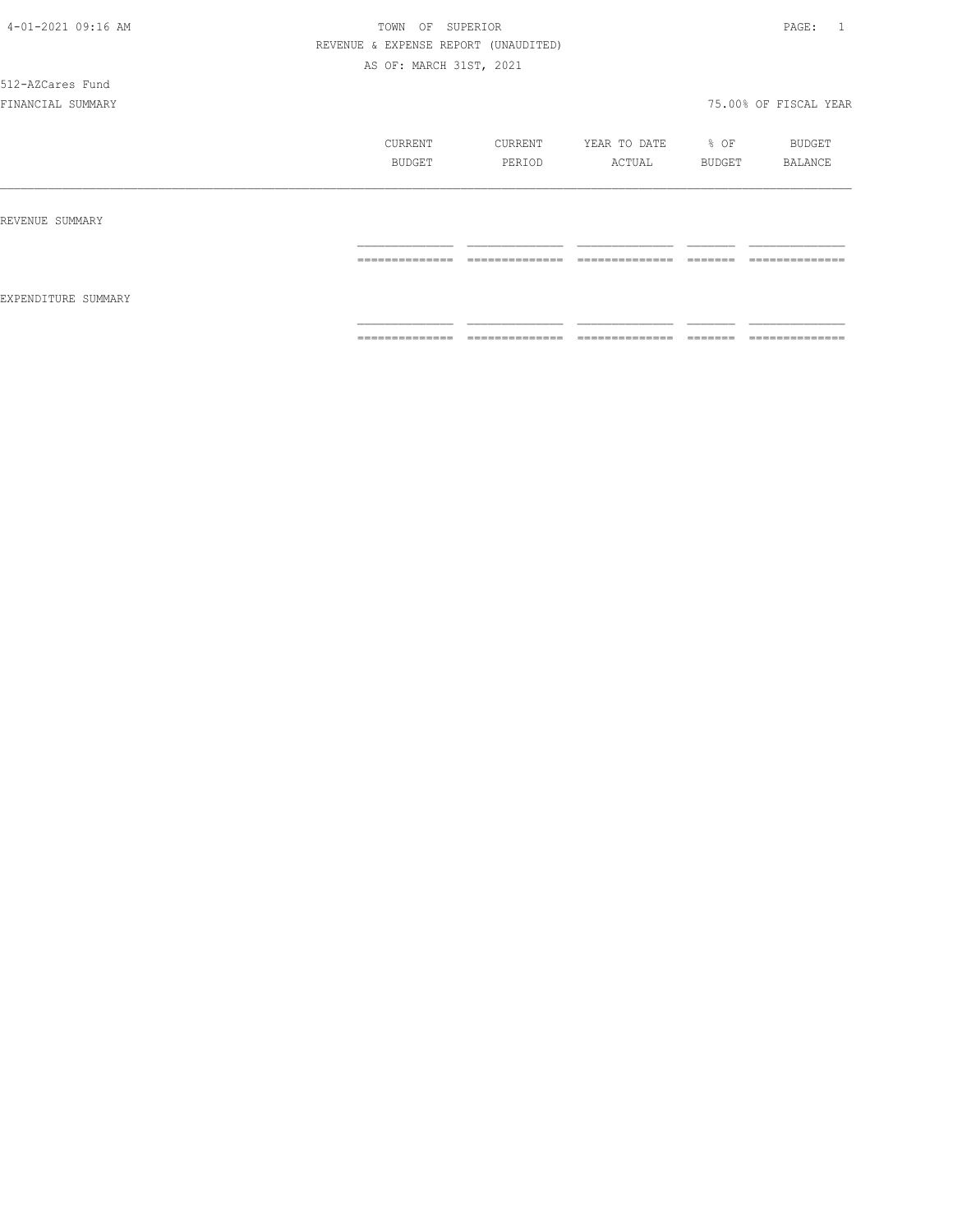TOWN OF SUPERIOR

REVENUE & EXPENSE REPORT (UNAUDITED)

AS OF: MARCH 31ST, 2021

512-AZCares Fund

FINANCIAL SUMMARY

75.00% OF FISCAL YEAR

| | CURRENT BUDGET | CURRENT PERIOD | YEAR TO DATE ACTUAL | % OF BUDGET | BUDGET BALANCE |
|---|---|---|---|---|---|
| REVENUE SUMMARY | | | | | |
| EXPENDITURE SUMMARY | | | | | |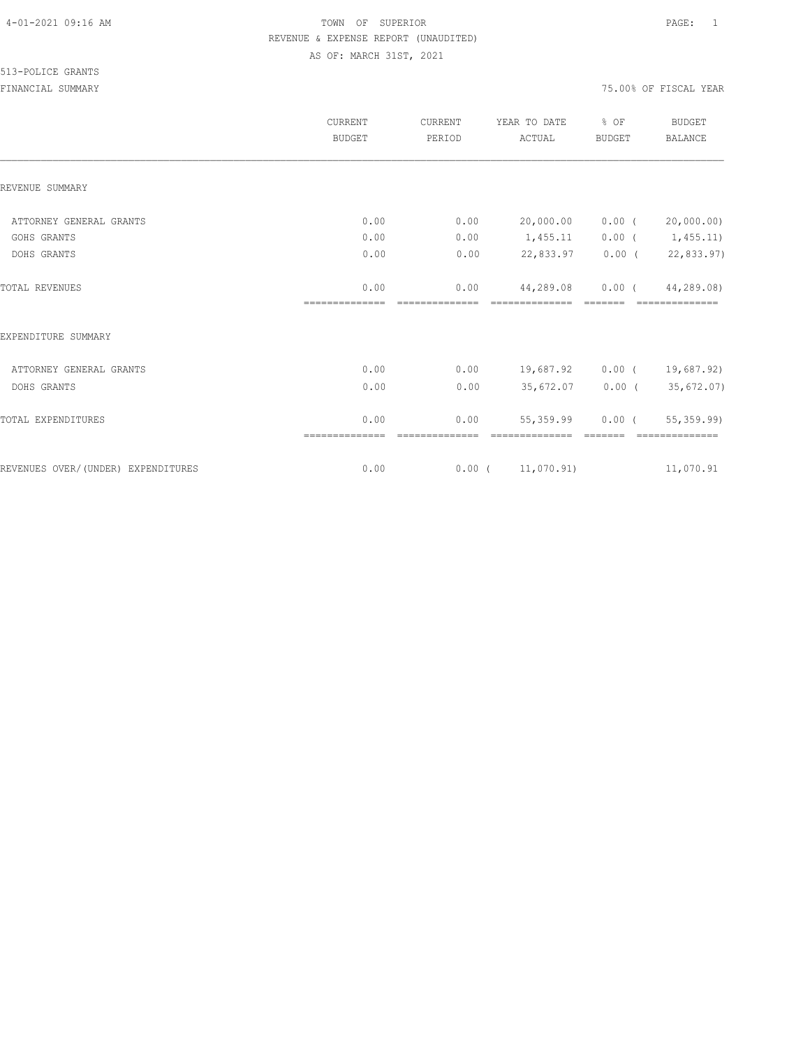TOWN OF SUPERIOR
REVENUE & EXPENSE REPORT (UNAUDITED)
AS OF: MARCH 31ST, 2021

513-POLICE GRANTS
FINANCIAL SUMMARY

75.00% OF FISCAL YEAR

| | CURRENT BUDGET | CURRENT PERIOD | YEAR TO DATE ACTUAL | % OF BUDGET | BUDGET BALANCE |
|---|---|---|---|---|---|
| REVENUE SUMMARY | | | | | |
| ATTORNEY GENERAL GRANTS | 0.00 | 0.00 | 20,000.00 | 0.00 | ( 20,000.00) |
| GOHS GRANTS | 0.00 | 0.00 | 1,455.11 | 0.00 | ( 1,455.11) |
| DOHS GRANTS | 0.00 | 0.00 | 22,833.97 | 0.00 | ( 22,833.97) |
| TOTAL REVENUES | 0.00 | 0.00 | 44,289.08 | 0.00 | ( 44,289.08) |
| EXPENDITURE SUMMARY | | | | | |
| ATTORNEY GENERAL GRANTS | 0.00 | 0.00 | 19,687.92 | 0.00 | ( 19,687.92) |
| DOHS GRANTS | 0.00 | 0.00 | 35,672.07 | 0.00 | ( 35,672.07) |
| TOTAL EXPENDITURES | 0.00 | 0.00 | 55,359.99 | 0.00 | ( 55,359.99) |
| REVENUES OVER/(UNDER) EXPENDITURES | 0.00 | 0.00 | ( 11,070.91) | | 11,070.91 |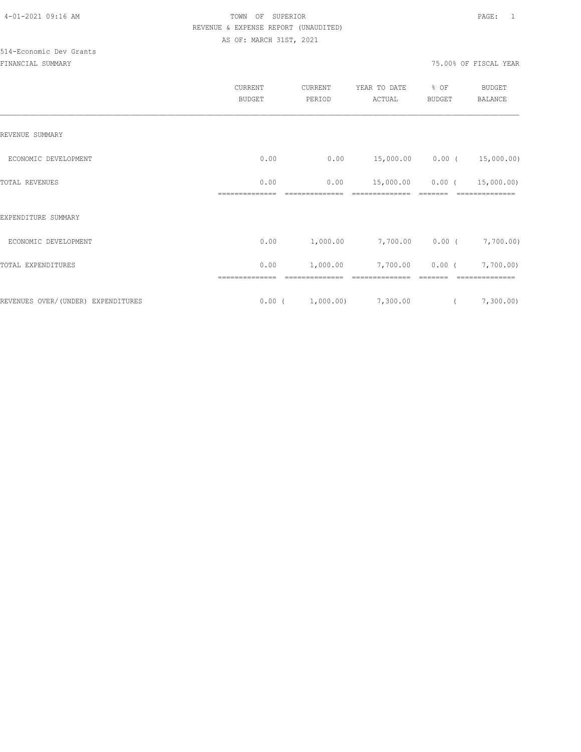TOWN OF SUPERIOR
REVENUE & EXPENSE REPORT (UNAUDITED)
AS OF: MARCH 31ST, 2021

514-Economic Dev Grants

FINANCIAL SUMMARY

75.00% OF FISCAL YEAR

| | CURRENT BUDGET | CURRENT PERIOD | YEAR TO DATE ACTUAL | % OF BUDGET | BUDGET BALANCE |
|---|---|---|---|---|---|
| REVENUE SUMMARY | | | | | |
| ECONOMIC DEVELOPMENT | 0.00 | 0.00 | 15,000.00 | 0.00 | ( 15,000.00) |
| TOTAL REVENUES | 0.00 | 0.00 | 15,000.00 | 0.00 | ( 15,000.00) |
| EXPENDITURE SUMMARY | | | | | |
| ECONOMIC DEVELOPMENT | 0.00 | 1,000.00 | 7,700.00 | 0.00 | ( 7,700.00) |
| TOTAL EXPENDITURES | 0.00 | 1,000.00 | 7,700.00 | 0.00 | ( 7,700.00) |
| REVENUES OVER/(UNDER) EXPENDITURES | 0.00 | ( 1,000.00) | 7,300.00 | | ( 7,300.00) |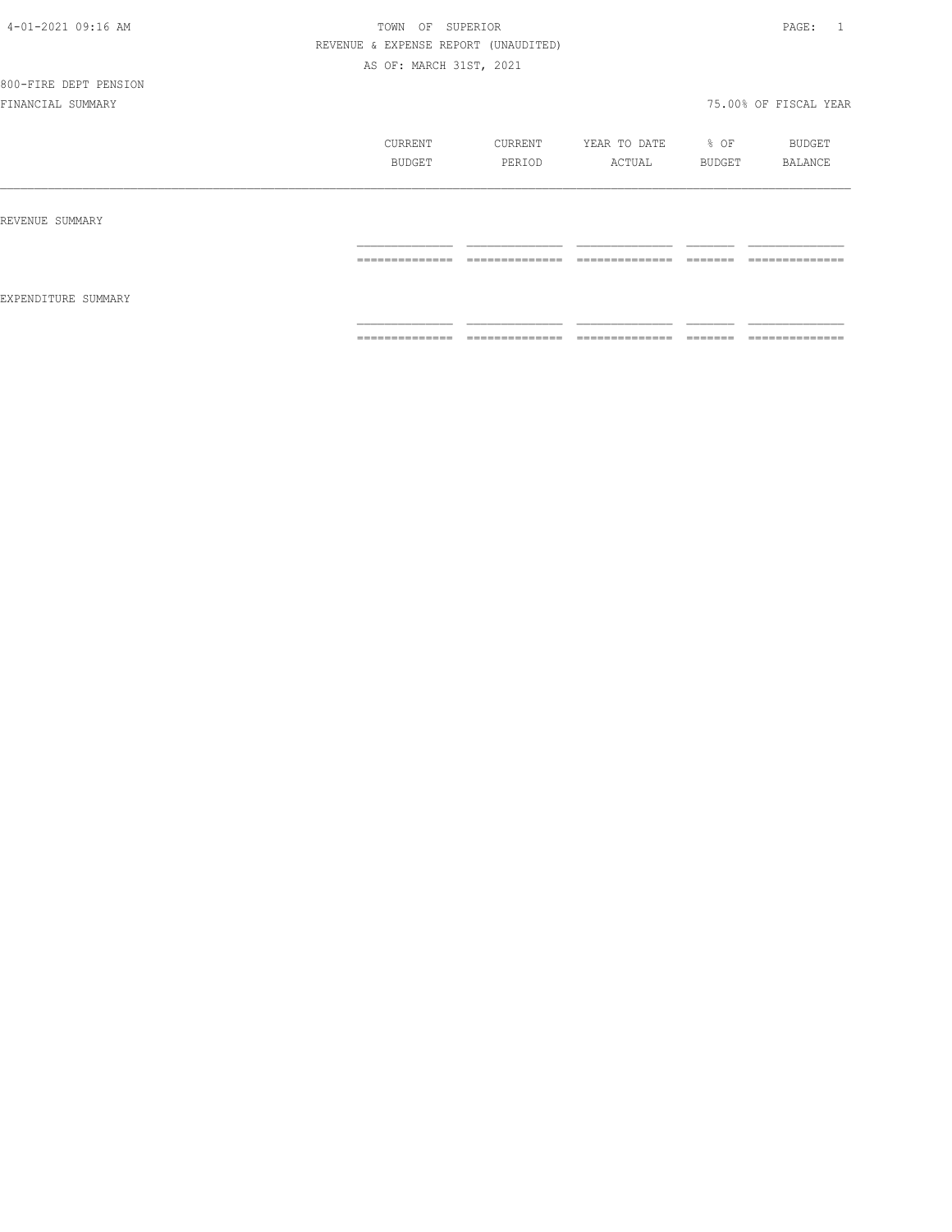TOWN OF SUPERIOR

REVENUE & EXPENSE REPORT (UNAUDITED)

AS OF: MARCH 31ST, 2021

800-FIRE DEPT PENSION

FINANCIAL SUMMARY

75.00% OF FISCAL YEAR

| | CURRENT BUDGET | CURRENT PERIOD | YEAR TO DATE ACTUAL | % OF BUDGET | BUDGET BALANCE |
|---|---|---|---|---|---|
| REVENUE SUMMARY | | | | | |
| | | | | | |
| EXPENDITURE SUMMARY | | | | | |
| | | | | | |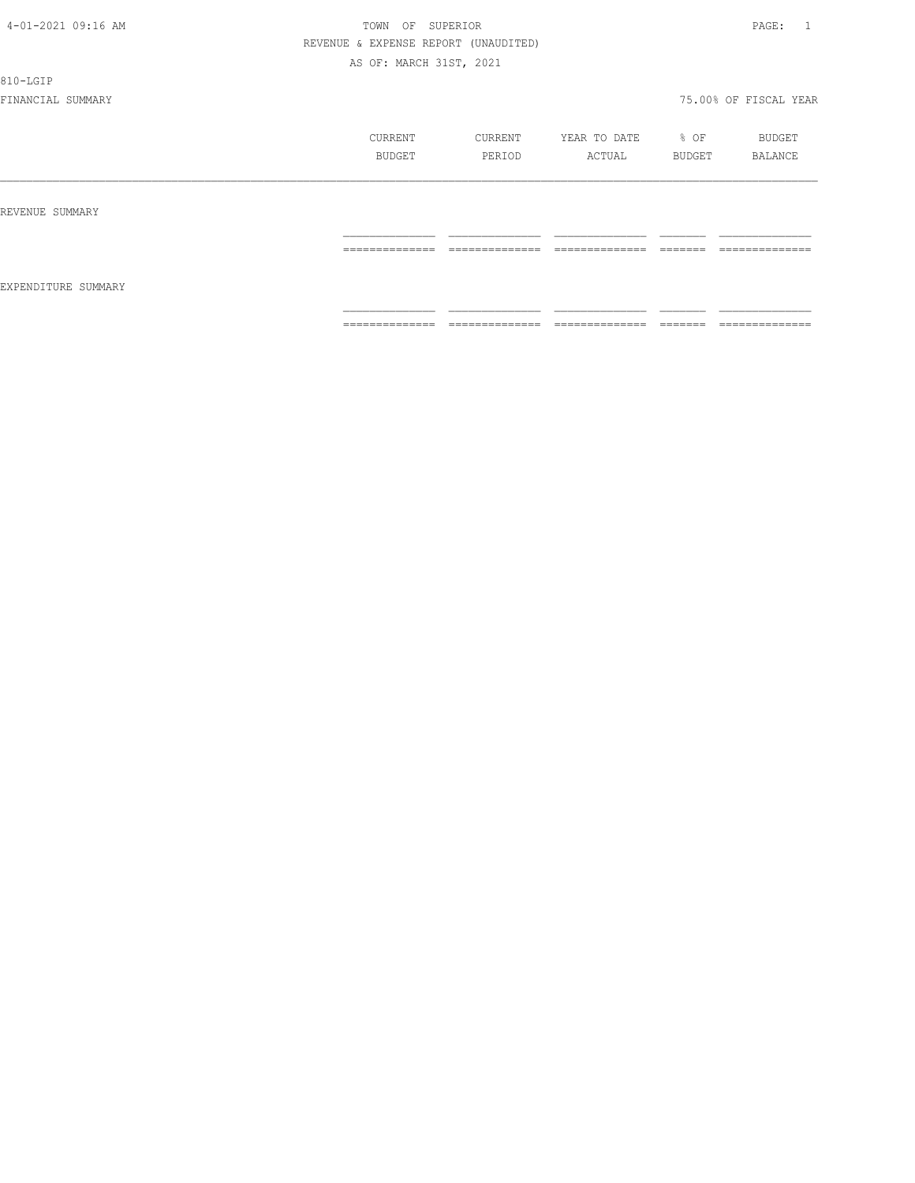TOWN OF SUPERIOR

REVENUE & EXPENSE REPORT (UNAUDITED)

AS OF: MARCH 31ST, 2021

810-LGIP

FINANCIAL SUMMARY — 75.00% OF FISCAL YEAR

| | CURRENT BUDGET | CURRENT PERIOD | YEAR TO DATE ACTUAL | % OF BUDGET | BUDGET BALANCE |
|---|---|---|---|---|---|
| REVENUE SUMMARY | | | | | |
| EXPENDITURE SUMMARY | | | | | |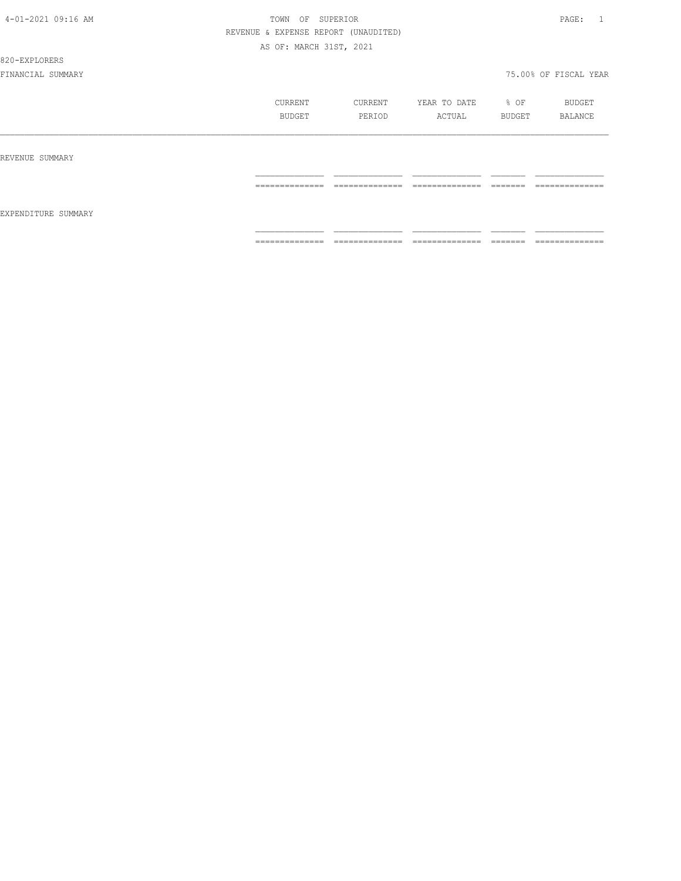TOWN OF SUPERIOR

REVENUE & EXPENSE REPORT (UNAUDITED)

AS OF: MARCH 31ST, 2021

820-EXPLORERS

FINANCIAL SUMMARY

75.00% OF FISCAL YEAR

| | CURRENT BUDGET | CURRENT PERIOD | YEAR TO DATE ACTUAL | % OF BUDGET | BUDGET BALANCE |
|---|---|---|---|---|---|
| REVENUE SUMMARY | | | | | |
| EXPENDITURE SUMMARY | | | | | |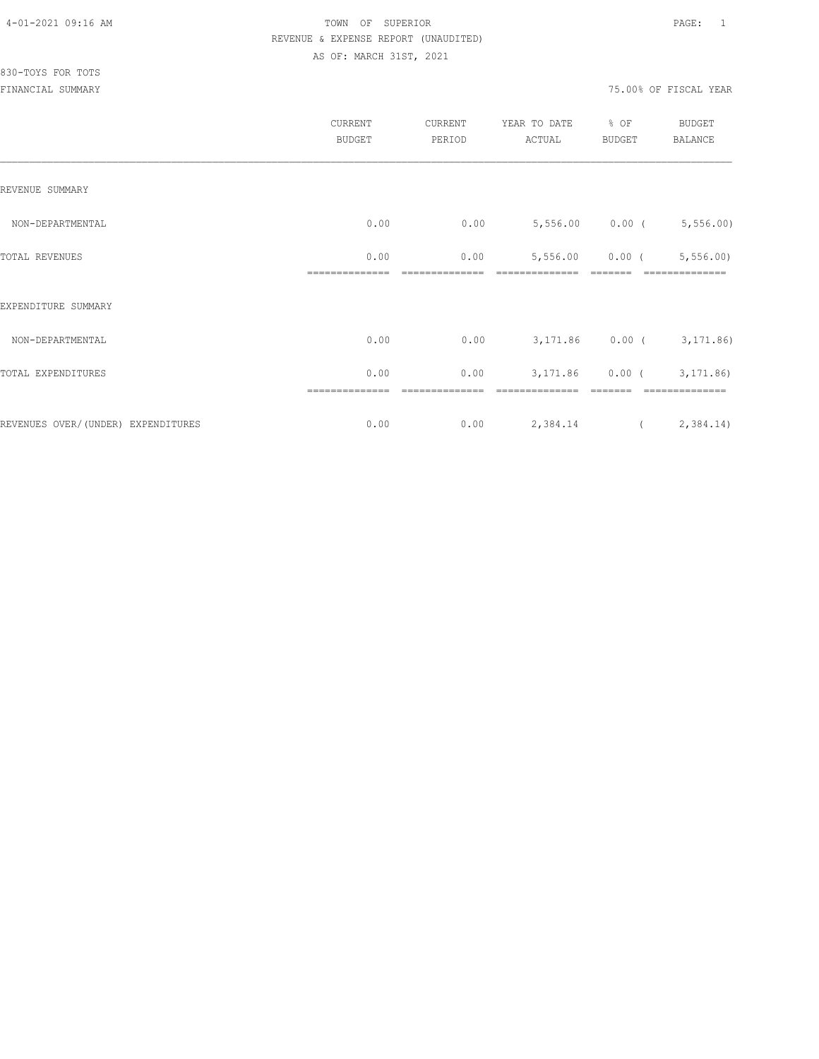4-01-2021 09:16 AM

# TOWN OF SUPERIOR

## REVENUE & EXPENSE REPORT (UNAUDITED)

AS OF: MARCH 31ST, 2021

830-TOYS FOR TOTS

FINANCIAL SUMMARY

75.00% OF FISCAL YEAR

| | CURRENT BUDGET | CURRENT PERIOD | YEAR TO DATE ACTUAL | % OF BUDGET | BUDGET BALANCE |
|---|---|---|---|---|---|
| REVENUE SUMMARY | | | | | |
| NON-DEPARTMENTAL | 0.00 | 0.00 | 5,556.00 | 0.00 | ( 5,556.00) |
| TOTAL REVENUES | 0.00 | 0.00 | 5,556.00 | 0.00 | ( 5,556.00) |
| EXPENDITURE SUMMARY | | | | | |
| NON-DEPARTMENTAL | 0.00 | 0.00 | 3,171.86 | 0.00 | ( 3,171.86) |
| TOTAL EXPENDITURES | 0.00 | 0.00 | 3,171.86 | 0.00 | ( 3,171.86) |
| REVENUES OVER/(UNDER) EXPENDITURES | 0.00 | 0.00 | 2,384.14 | | ( 2,384.14) |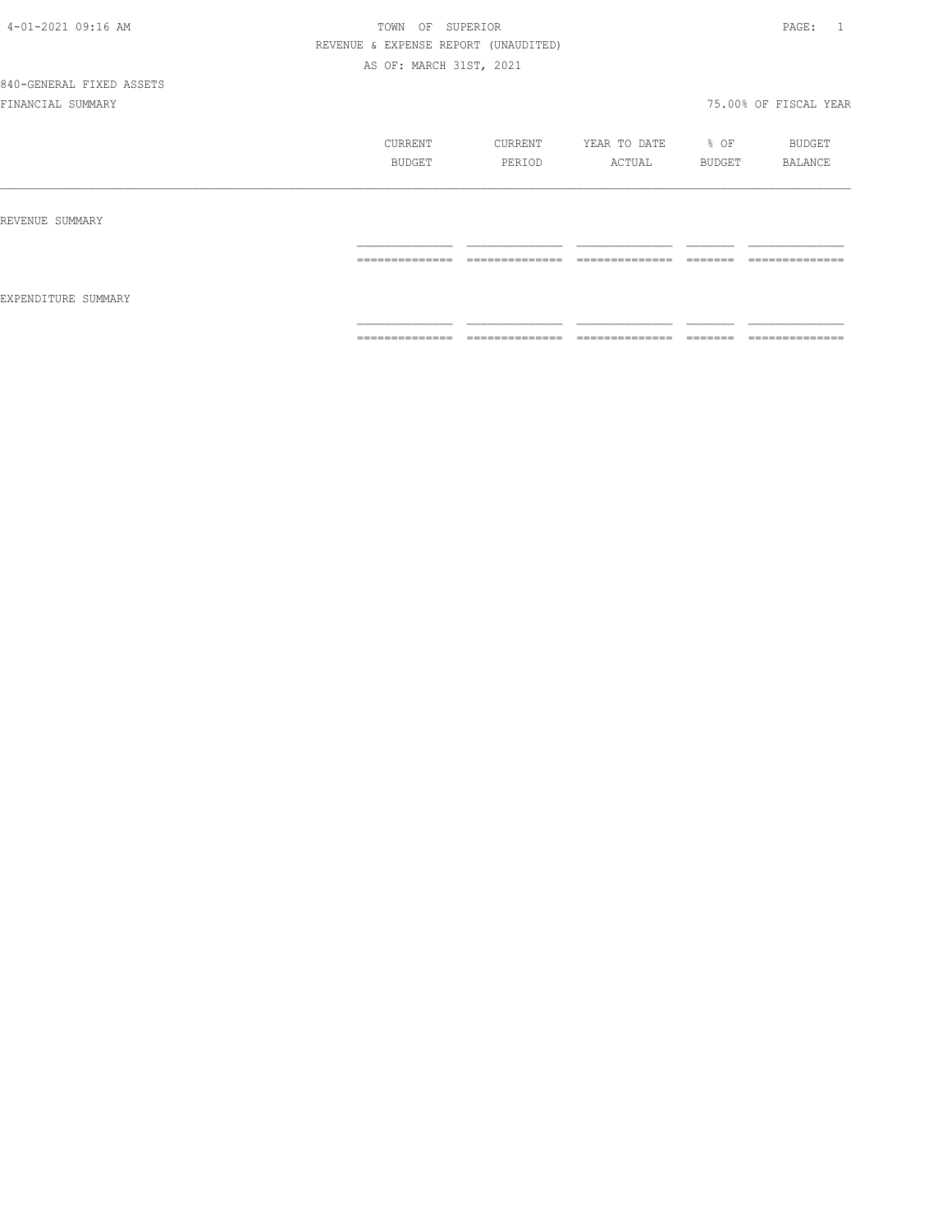TOWN OF SUPERIOR

REVENUE & EXPENSE REPORT (UNAUDITED)

AS OF: MARCH 31ST, 2021

840-GENERAL FIXED ASSETS

FINANCIAL SUMMARY

75.00% OF FISCAL YEAR

| | CURRENT BUDGET | CURRENT PERIOD | YEAR TO DATE ACTUAL | % OF BUDGET | BUDGET BALANCE |
|---|---|---|---|---|---|
| REVENUE SUMMARY | | | | | |
| EXPENDITURE SUMMARY | | | | | |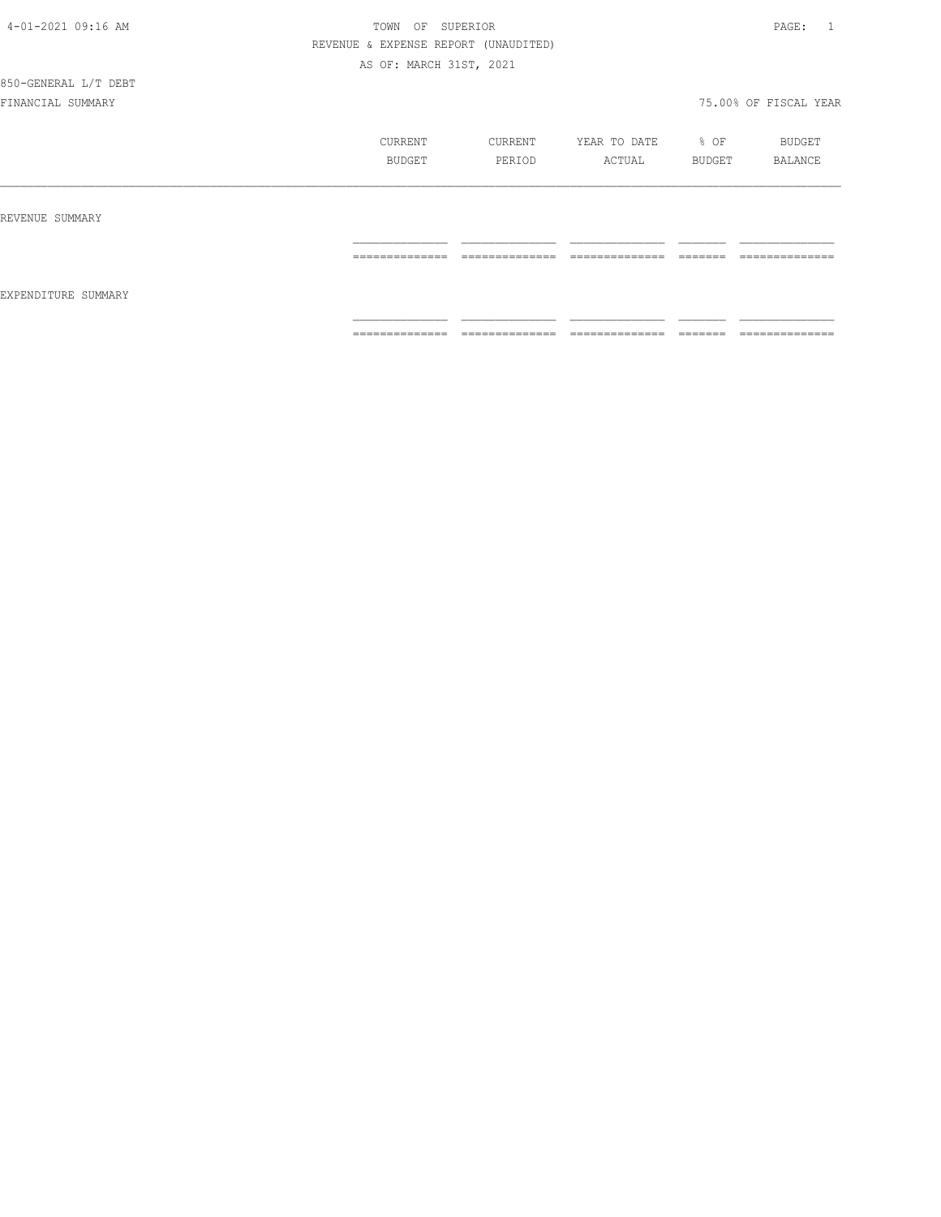TOWN OF SUPERIOR

REVENUE & EXPENSE REPORT (UNAUDITED)

AS OF: MARCH 31ST, 2021

850-GENERAL L/T DEBT

FINANCIAL SUMMARY

75.00% OF FISCAL YEAR

| | CURRENT BUDGET | CURRENT PERIOD | YEAR TO DATE ACTUAL | % OF BUDGET | BUDGET BALANCE |
|---|---|---|---|---|---|
| REVENUE SUMMARY | | | | | |
| EXPENDITURE SUMMARY | | | | | |